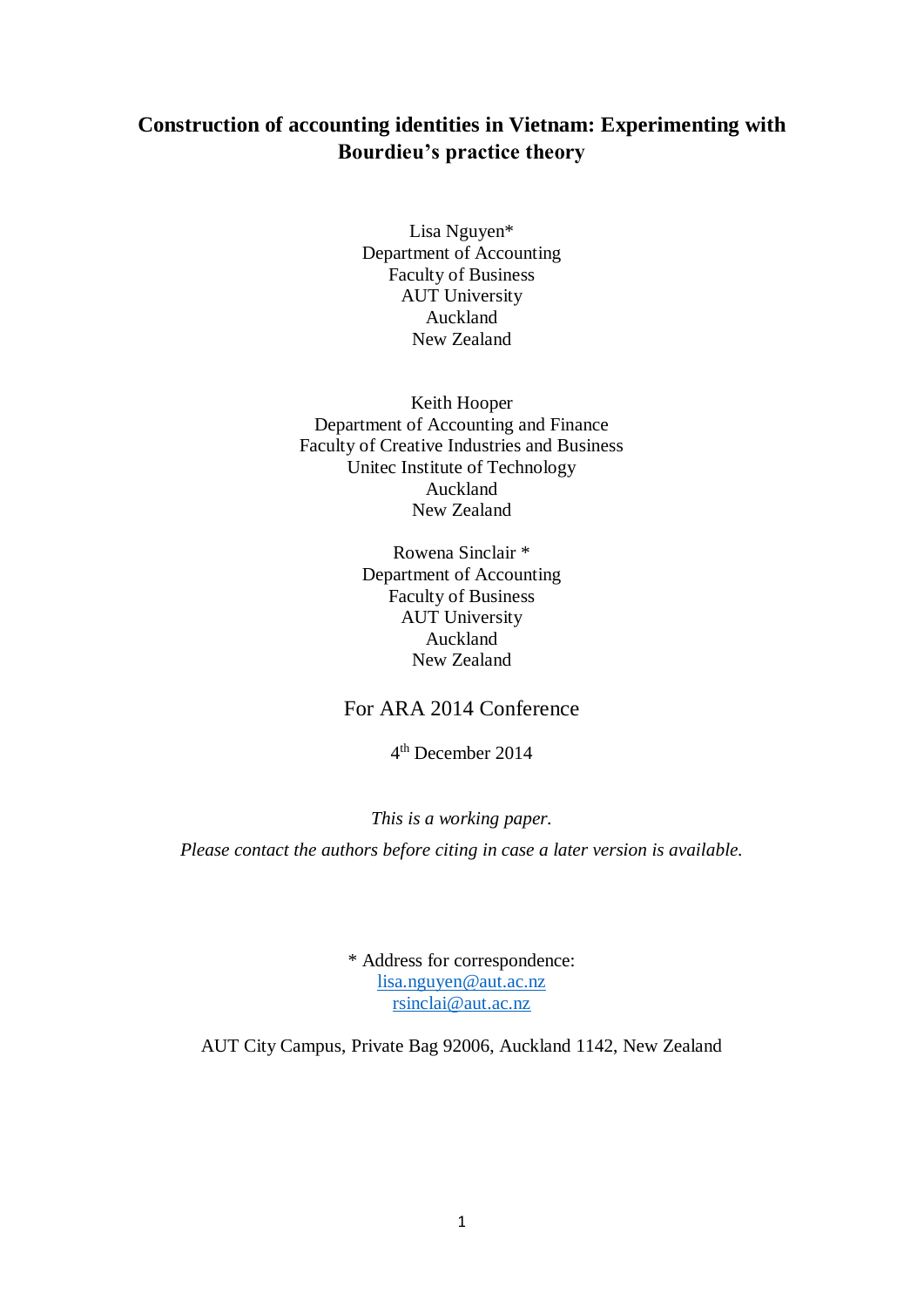# Construction of accounting identities in Vietnam: Experimenting with Bourdieu's practice theory

Lisa Nguyen*  
Department of Accounting  
Faculty of Business  
AUT University  
Auckland  
New Zealand

Keith Hooper  
Department of Accounting and Finance  
Faculty of Creative Industries and Business  
Unitec Institute of Technology  
Auckland  
New Zealand

Rowena Sinclair *  
Department of Accounting  
Faculty of Business  
AUT University  
Auckland  
New Zealand

For ARA 2014 Conference

4th December 2014

*This is a working paper.*

*Please contact the authors before citing in case a later version is available.*

\* Address for correspondence:  
lisa.nguyen@aut.ac.nz  
rsinclai@aut.ac.nz

AUT City Campus, Private Bag 92006, Auckland 1142, New Zealand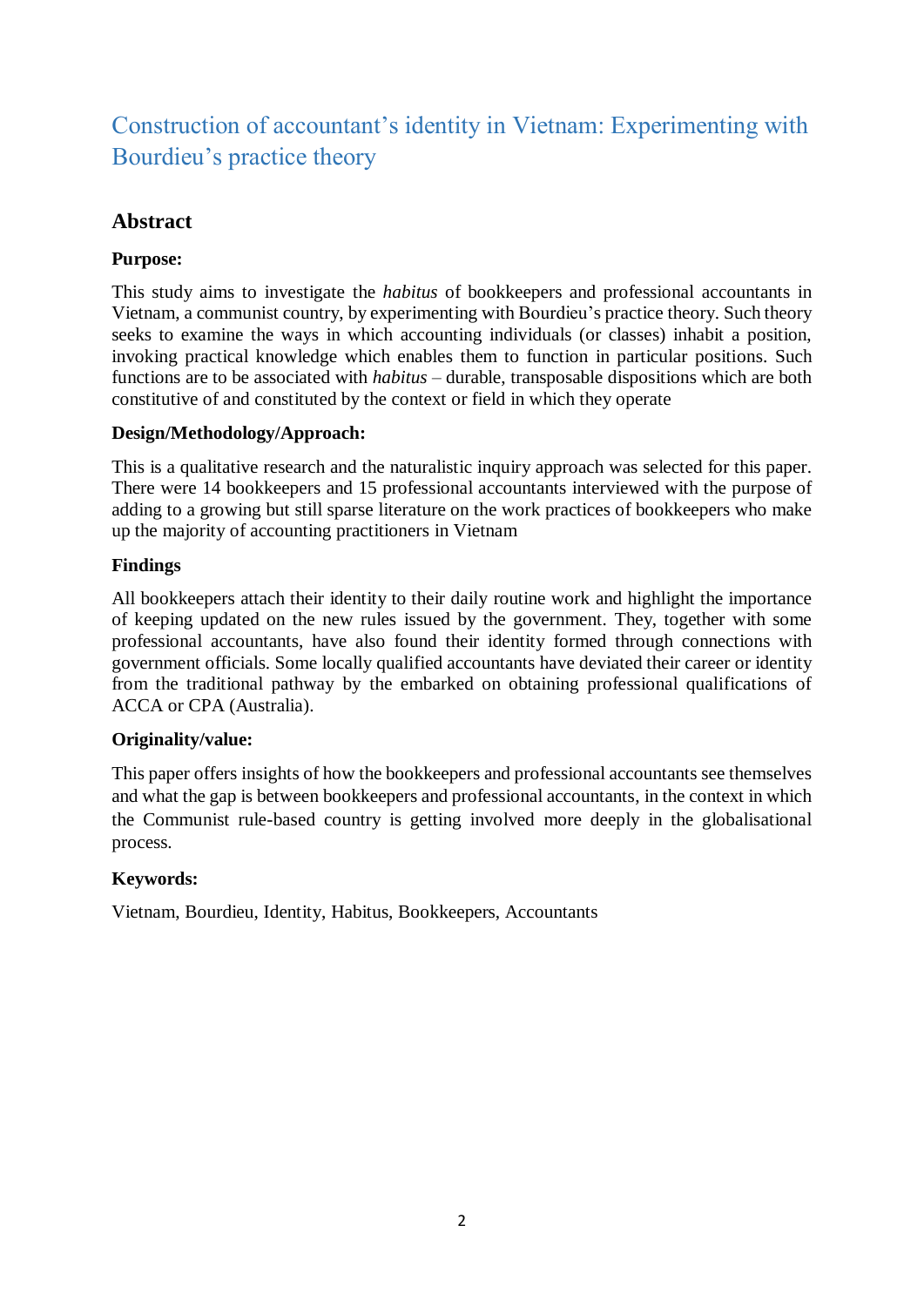# Construction of accountant's identity in Vietnam: Experimenting with Bourdieu's practice theory

## Abstract

**Purpose:**

This study aims to investigate the *habitus* of bookkeepers and professional accountants in Vietnam, a communist country, by experimenting with Bourdieu's practice theory. Such theory seeks to examine the ways in which accounting individuals (or classes) inhabit a position, invoking practical knowledge which enables them to function in particular positions. Such functions are to be associated with *habitus* – durable, transposable dispositions which are both constitutive of and constituted by the context or field in which they operate

**Design/Methodology/Approach:**

This is a qualitative research and the naturalistic inquiry approach was selected for this paper. There were 14 bookkeepers and 15 professional accountants interviewed with the purpose of adding to a growing but still sparse literature on the work practices of bookkeepers who make up the majority of accounting practitioners in Vietnam

**Findings**

All bookkeepers attach their identity to their daily routine work and highlight the importance of keeping updated on the new rules issued by the government. They, together with some professional accountants, have also found their identity formed through connections with government officials. Some locally qualified accountants have deviated their career or identity from the traditional pathway by the embarked on obtaining professional qualifications of ACCA or CPA (Australia).

**Originality/value:**

This paper offers insights of how the bookkeepers and professional accountants see themselves and what the gap is between bookkeepers and professional accountants, in the context in which the Communist rule-based country is getting involved more deeply in the globalisational process.

**Keywords:**

Vietnam, Bourdieu, Identity, Habitus, Bookkeepers, Accountants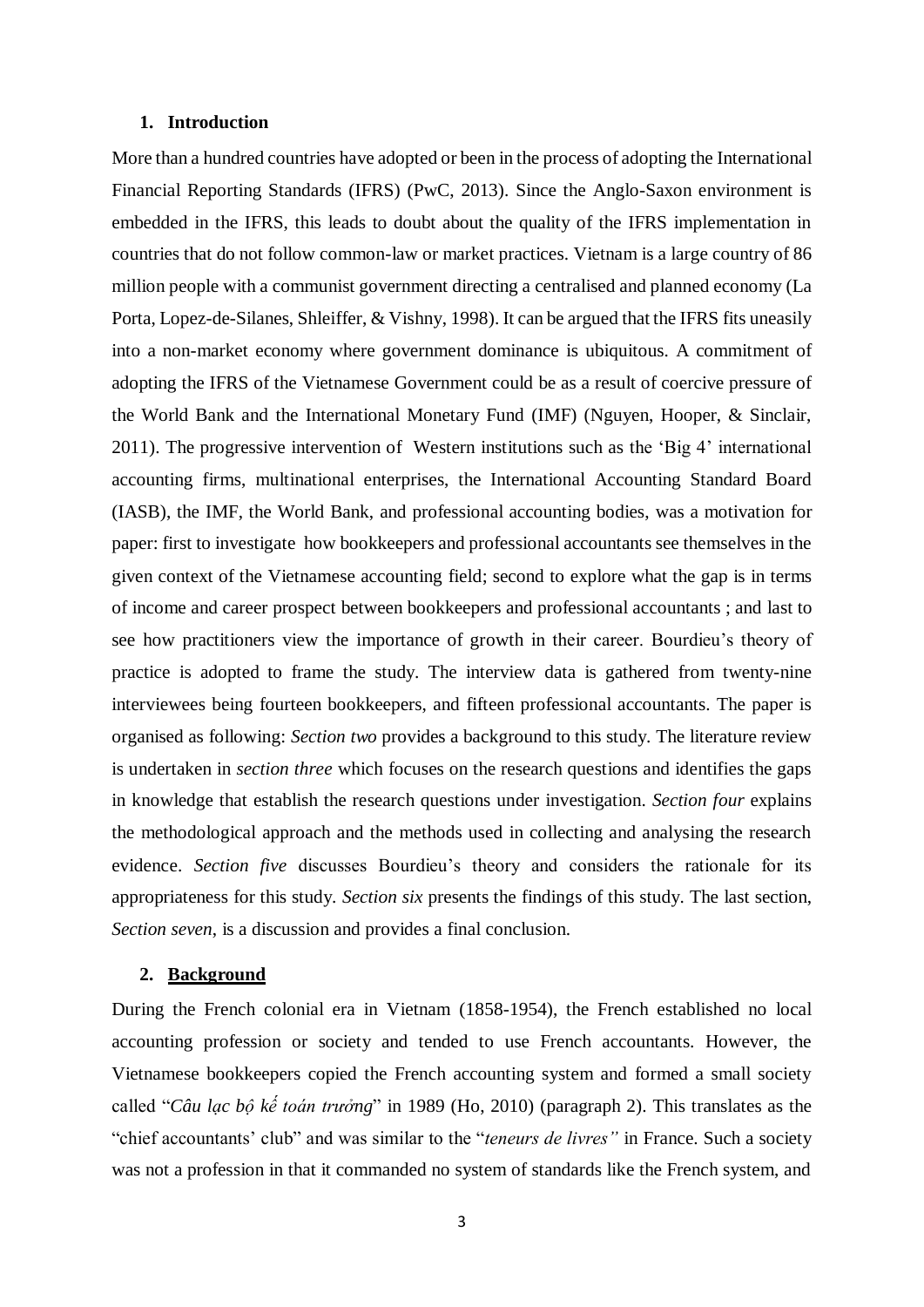## 1. Introduction

More than a hundred countries have adopted or been in the process of adopting the International Financial Reporting Standards (IFRS) (PwC, 2013). Since the Anglo-Saxon environment is embedded in the IFRS, this leads to doubt about the quality of the IFRS implementation in countries that do not follow common-law or market practices. Vietnam is a large country of 86 million people with a communist government directing a centralised and planned economy (La Porta, Lopez-de-Silanes, Shleiffer, & Vishny, 1998). It can be argued that the IFRS fits uneasily into a non-market economy where government dominance is ubiquitous. A commitment of adopting the IFRS of the Vietnamese Government could be as a result of coercive pressure of the World Bank and the International Monetary Fund (IMF) (Nguyen, Hooper, & Sinclair, 2011). The progressive intervention of Western institutions such as the 'Big 4' international accounting firms, multinational enterprises, the International Accounting Standard Board (IASB), the IMF, the World Bank, and professional accounting bodies, was a motivation for paper: first to investigate how bookkeepers and professional accountants see themselves in the given context of the Vietnamese accounting field; second to explore what the gap is in terms of income and career prospect between bookkeepers and professional accountants ; and last to see how practitioners view the importance of growth in their career. Bourdieu's theory of practice is adopted to frame the study. The interview data is gathered from twenty-nine interviewees being fourteen bookkeepers, and fifteen professional accountants. The paper is organised as following: *Section two* provides a background to this study. The literature review is undertaken in *section three* which focuses on the research questions and identifies the gaps in knowledge that establish the research questions under investigation. *Section four* explains the methodological approach and the methods used in collecting and analysing the research evidence. *Section five* discusses Bourdieu's theory and considers the rationale for its appropriateness for this study. *Section six* presents the findings of this study. The last section, *Section seven*, is a discussion and provides a final conclusion.

## 2. Background

During the French colonial era in Vietnam (1858-1954), the French established no local accounting profession or society and tended to use French accountants. However, the Vietnamese bookkeepers copied the French accounting system and formed a small society called "*Câu lạc bộ kế toán trưởng*" in 1989 (Ho, 2010) (paragraph 2). This translates as the "chief accountants' club" and was similar to the "*teneurs de livres"* in France. Such a society was not a profession in that it commanded no system of standards like the French system, and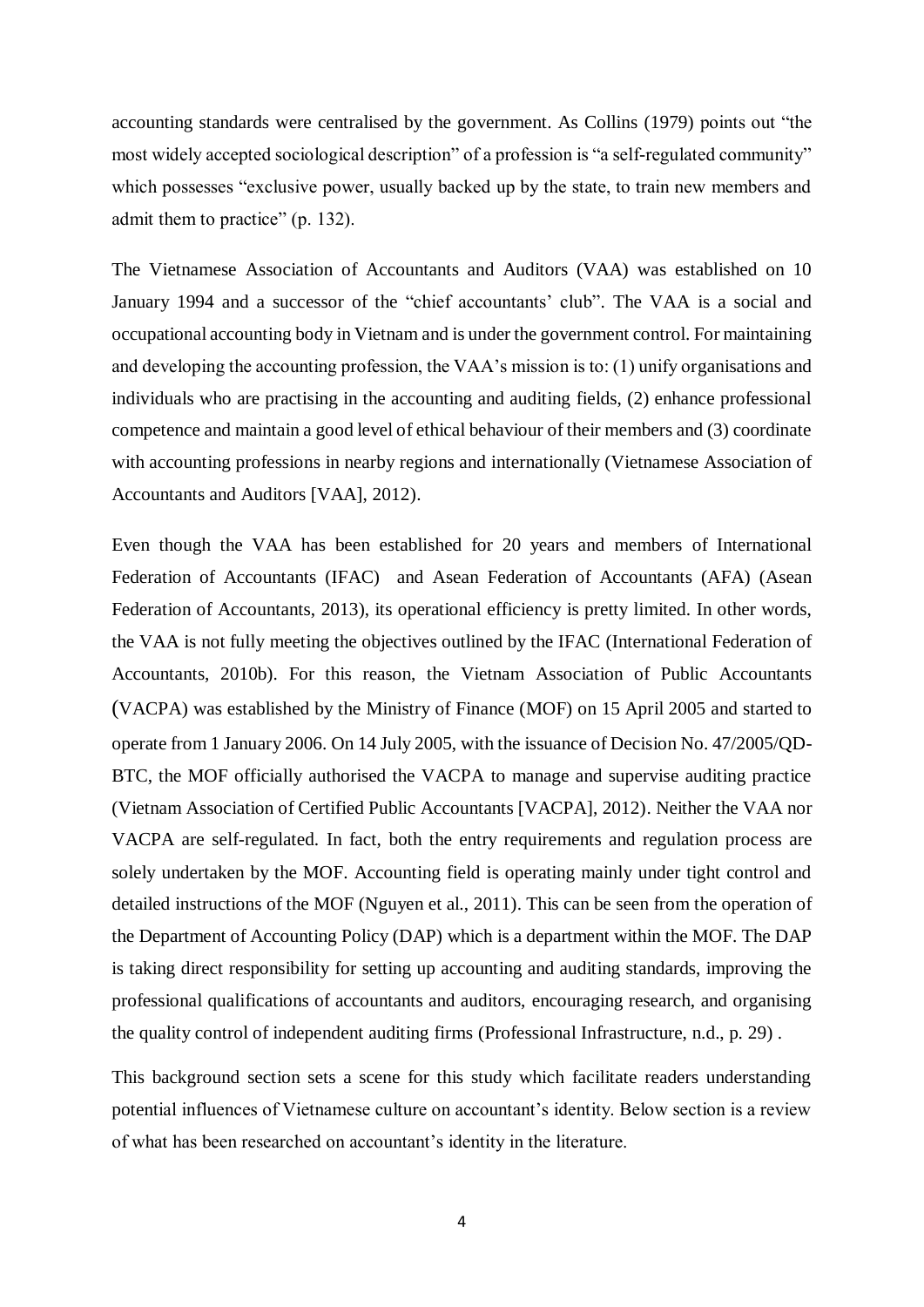accounting standards were centralised by the government. As Collins (1979) points out "the most widely accepted sociological description" of a profession is "a self-regulated community" which possesses "exclusive power, usually backed up by the state, to train new members and admit them to practice" (p. 132).

The Vietnamese Association of Accountants and Auditors (VAA) was established on 10 January 1994 and a successor of the "chief accountants' club". The VAA is a social and occupational accounting body in Vietnam and is under the government control. For maintaining and developing the accounting profession, the VAA's mission is to: (1) unify organisations and individuals who are practising in the accounting and auditing fields, (2) enhance professional competence and maintain a good level of ethical behaviour of their members and (3) coordinate with accounting professions in nearby regions and internationally (Vietnamese Association of Accountants and Auditors [VAA], 2012).

Even though the VAA has been established for 20 years and members of International Federation of Accountants (IFAC) and Asean Federation of Accountants (AFA) (Asean Federation of Accountants, 2013), its operational efficiency is pretty limited. In other words, the VAA is not fully meeting the objectives outlined by the IFAC (International Federation of Accountants, 2010b). For this reason, the Vietnam Association of Public Accountants (VACPA) was established by the Ministry of Finance (MOF) on 15 April 2005 and started to operate from 1 January 2006. On 14 July 2005, with the issuance of Decision No. 47/2005/QD-BTC, the MOF officially authorised the VACPA to manage and supervise auditing practice (Vietnam Association of Certified Public Accountants [VACPA], 2012). Neither the VAA nor VACPA are self-regulated. In fact, both the entry requirements and regulation process are solely undertaken by the MOF. Accounting field is operating mainly under tight control and detailed instructions of the MOF (Nguyen et al., 2011). This can be seen from the operation of the Department of Accounting Policy (DAP) which is a department within the MOF. The DAP is taking direct responsibility for setting up accounting and auditing standards, improving the professional qualifications of accountants and auditors, encouraging research, and organising the quality control of independent auditing firms (Professional Infrastructure, n.d., p. 29) .

This background section sets a scene for this study which facilitate readers understanding potential influences of Vietnamese culture on accountant's identity. Below section is a review of what has been researched on accountant's identity in the literature.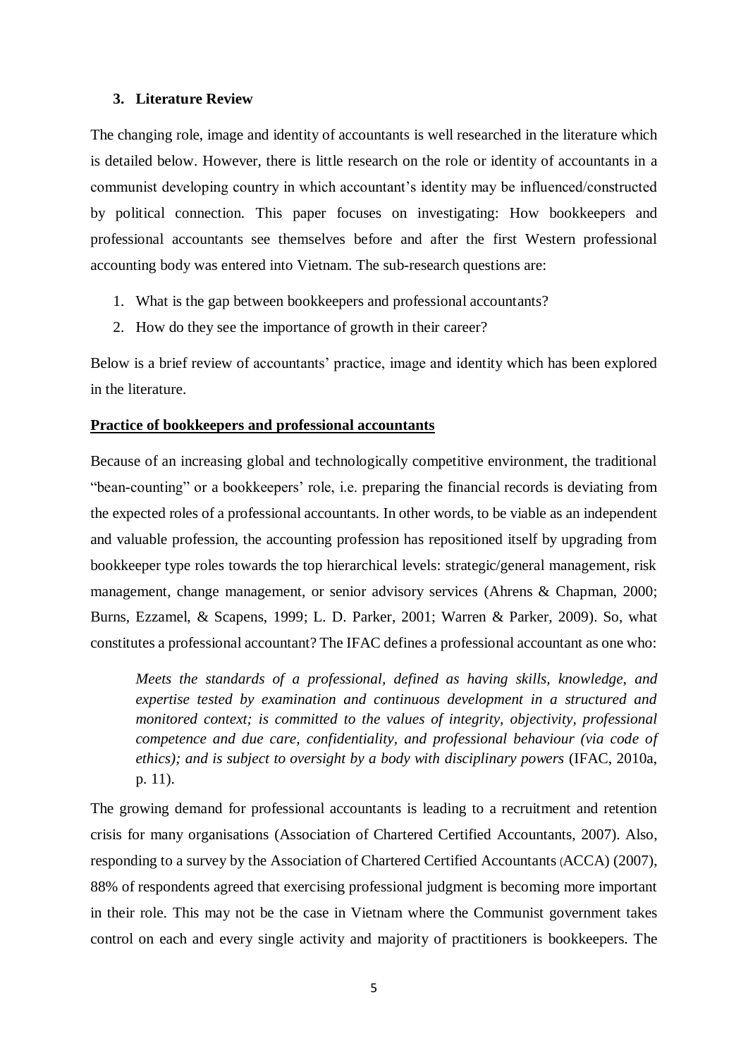## 3. Literature Review

The changing role, image and identity of accountants is well researched in the literature which is detailed below. However, there is little research on the role or identity of accountants in a communist developing country in which accountant's identity may be influenced/constructed by political connection. This paper focuses on investigating: How bookkeepers and professional accountants see themselves before and after the first Western professional accounting body was entered into Vietnam. The sub-research questions are:

1. What is the gap between bookkeepers and professional accountants?
2. How do they see the importance of growth in their career?

Below is a brief review of accountants' practice, image and identity which has been explored in the literature.

**Practice of bookkeepers and professional accountants**

Because of an increasing global and technologically competitive environment, the traditional "bean-counting" or a bookkeepers' role, i.e. preparing the financial records is deviating from the expected roles of a professional accountants. In other words, to be viable as an independent and valuable profession, the accounting profession has repositioned itself by upgrading from bookkeeper type roles towards the top hierarchical levels: strategic/general management, risk management, change management, or senior advisory services (Ahrens & Chapman, 2000; Burns, Ezzamel, & Scapens, 1999; L. D. Parker, 2001; Warren & Parker, 2009). So, what constitutes a professional accountant? The IFAC defines a professional accountant as one who:

> *Meets the standards of a professional, defined as having skills, knowledge, and expertise tested by examination and continuous development in a structured and monitored context; is committed to the values of integrity, objectivity, professional competence and due care, confidentiality, and professional behaviour (via code of ethics); and is subject to oversight by a body with disciplinary powers* (IFAC, 2010a, p. 11).

The growing demand for professional accountants is leading to a recruitment and retention crisis for many organisations (Association of Chartered Certified Accountants, 2007). Also, responding to a survey by the Association of Chartered Certified Accountants (ACCA) (2007), 88% of respondents agreed that exercising professional judgment is becoming more important in their role. This may not be the case in Vietnam where the Communist government takes control on each and every single activity and majority of practitioners is bookkeepers. The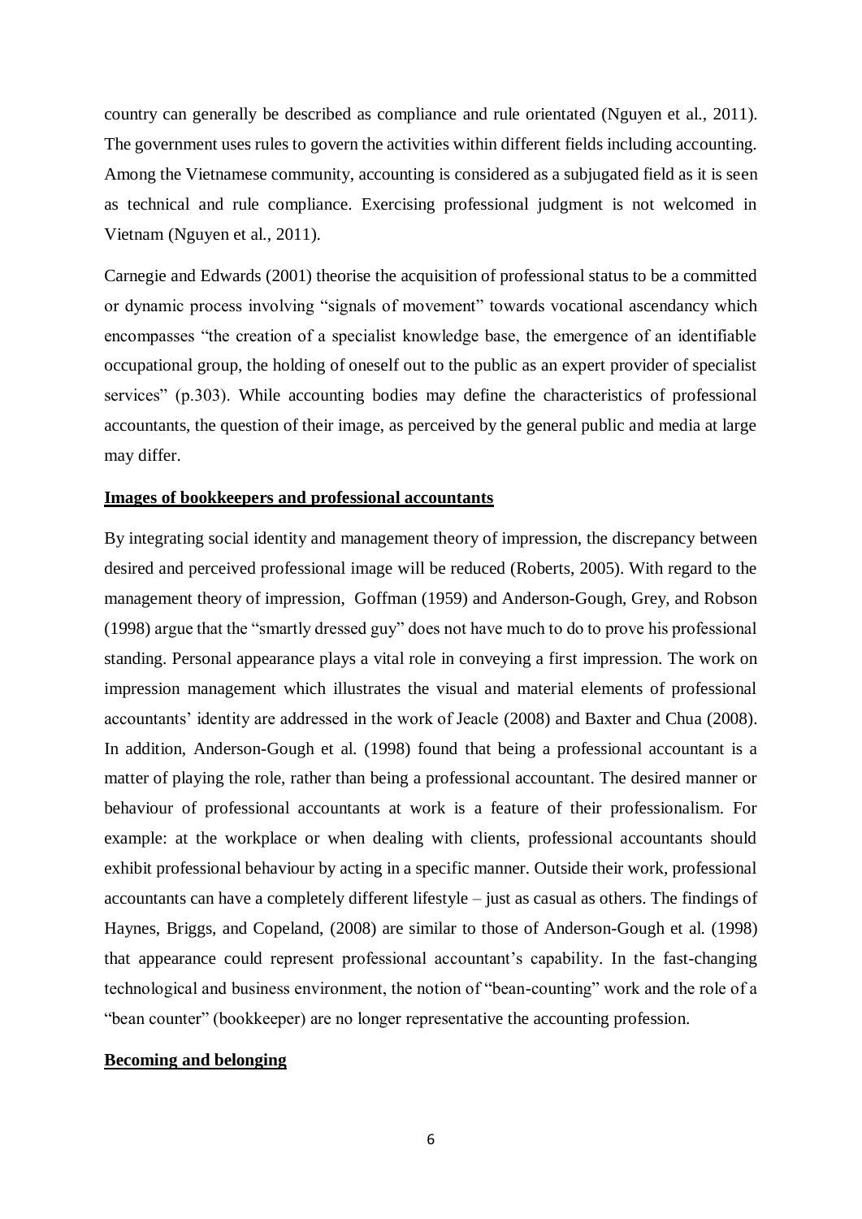country can generally be described as compliance and rule orientated (Nguyen et al., 2011). The government uses rules to govern the activities within different fields including accounting. Among the Vietnamese community, accounting is considered as a subjugated field as it is seen as technical and rule compliance. Exercising professional judgment is not welcomed in Vietnam (Nguyen et al., 2011).

Carnegie and Edwards (2001) theorise the acquisition of professional status to be a committed or dynamic process involving "signals of movement" towards vocational ascendancy which encompasses "the creation of a specialist knowledge base, the emergence of an identifiable occupational group, the holding of oneself out to the public as an expert provider of specialist services" (p.303). While accounting bodies may define the characteristics of professional accountants, the question of their image, as perceived by the general public and media at large may differ.

## Images of bookkeepers and professional accountants

By integrating social identity and management theory of impression, the discrepancy between desired and perceived professional image will be reduced (Roberts, 2005). With regard to the management theory of impression, Goffman (1959) and Anderson-Gough, Grey, and Robson (1998) argue that the "smartly dressed guy" does not have much to do to prove his professional standing. Personal appearance plays a vital role in conveying a first impression. The work on impression management which illustrates the visual and material elements of professional accountants' identity are addressed in the work of Jeacle (2008) and Baxter and Chua (2008). In addition, Anderson-Gough et al. (1998) found that being a professional accountant is a matter of playing the role, rather than being a professional accountant. The desired manner or behaviour of professional accountants at work is a feature of their professionalism. For example: at the workplace or when dealing with clients, professional accountants should exhibit professional behaviour by acting in a specific manner. Outside their work, professional accountants can have a completely different lifestyle – just as casual as others. The findings of Haynes, Briggs, and Copeland, (2008) are similar to those of Anderson-Gough et al. (1998) that appearance could represent professional accountant's capability. In the fast-changing technological and business environment, the notion of "bean-counting" work and the role of a "bean counter" (bookkeeper) are no longer representative the accounting profession.

## Becoming and belonging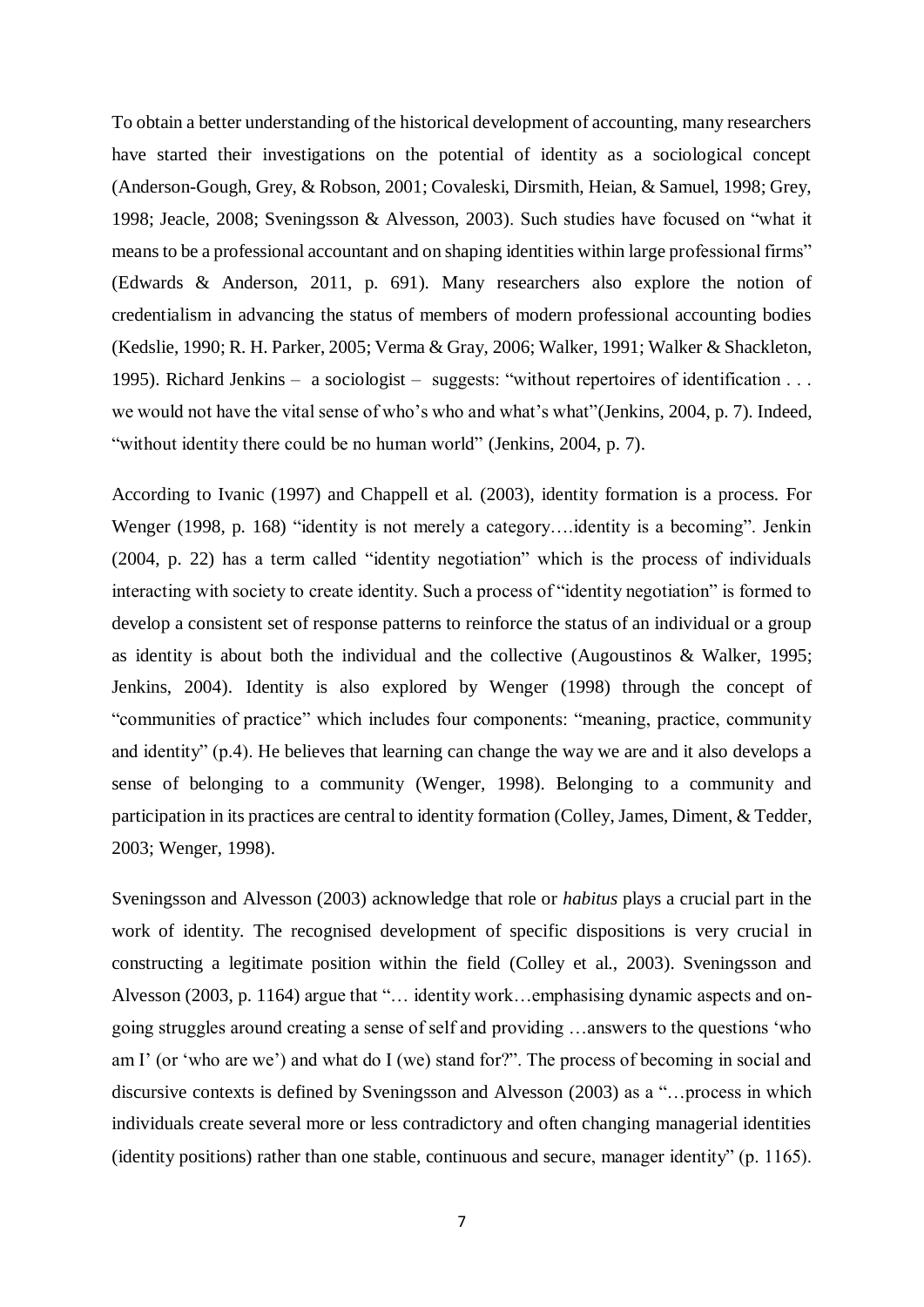To obtain a better understanding of the historical development of accounting, many researchers have started their investigations on the potential of identity as a sociological concept (Anderson-Gough, Grey, & Robson, 2001; Covaleski, Dirsmith, Heian, & Samuel, 1998; Grey, 1998; Jeacle, 2008; Sveningsson & Alvesson, 2003). Such studies have focused on "what it means to be a professional accountant and on shaping identities within large professional firms" (Edwards & Anderson, 2011, p. 691). Many researchers also explore the notion of credentialism in advancing the status of members of modern professional accounting bodies (Kedslie, 1990; R. H. Parker, 2005; Verma & Gray, 2006; Walker, 1991; Walker & Shackleton, 1995). Richard Jenkins – a sociologist – suggests: "without repertoires of identification . . . we would not have the vital sense of who's who and what's what"(Jenkins, 2004, p. 7). Indeed, "without identity there could be no human world" (Jenkins, 2004, p. 7).

According to Ivanic (1997) and Chappell et al. (2003), identity formation is a process. For Wenger (1998, p. 168) "identity is not merely a category….identity is a becoming". Jenkin (2004, p. 22) has a term called "identity negotiation" which is the process of individuals interacting with society to create identity. Such a process of "identity negotiation" is formed to develop a consistent set of response patterns to reinforce the status of an individual or a group as identity is about both the individual and the collective (Augoustinos & Walker, 1995; Jenkins, 2004). Identity is also explored by Wenger (1998) through the concept of "communities of practice" which includes four components: "meaning, practice, community and identity" (p.4). He believes that learning can change the way we are and it also develops a sense of belonging to a community (Wenger, 1998). Belonging to a community and participation in its practices are central to identity formation (Colley, James, Diment, & Tedder, 2003; Wenger, 1998).

Sveningsson and Alvesson (2003) acknowledge that role or *habitus* plays a crucial part in the work of identity. The recognised development of specific dispositions is very crucial in constructing a legitimate position within the field (Colley et al., 2003). Sveningsson and Alvesson (2003, p. 1164) argue that "… identity work…emphasising dynamic aspects and on-going struggles around creating a sense of self and providing …answers to the questions 'who am I' (or 'who are we') and what do I (we) stand for?". The process of becoming in social and discursive contexts is defined by Sveningsson and Alvesson (2003) as a "…process in which individuals create several more or less contradictory and often changing managerial identities (identity positions) rather than one stable, continuous and secure, manager identity" (p. 1165).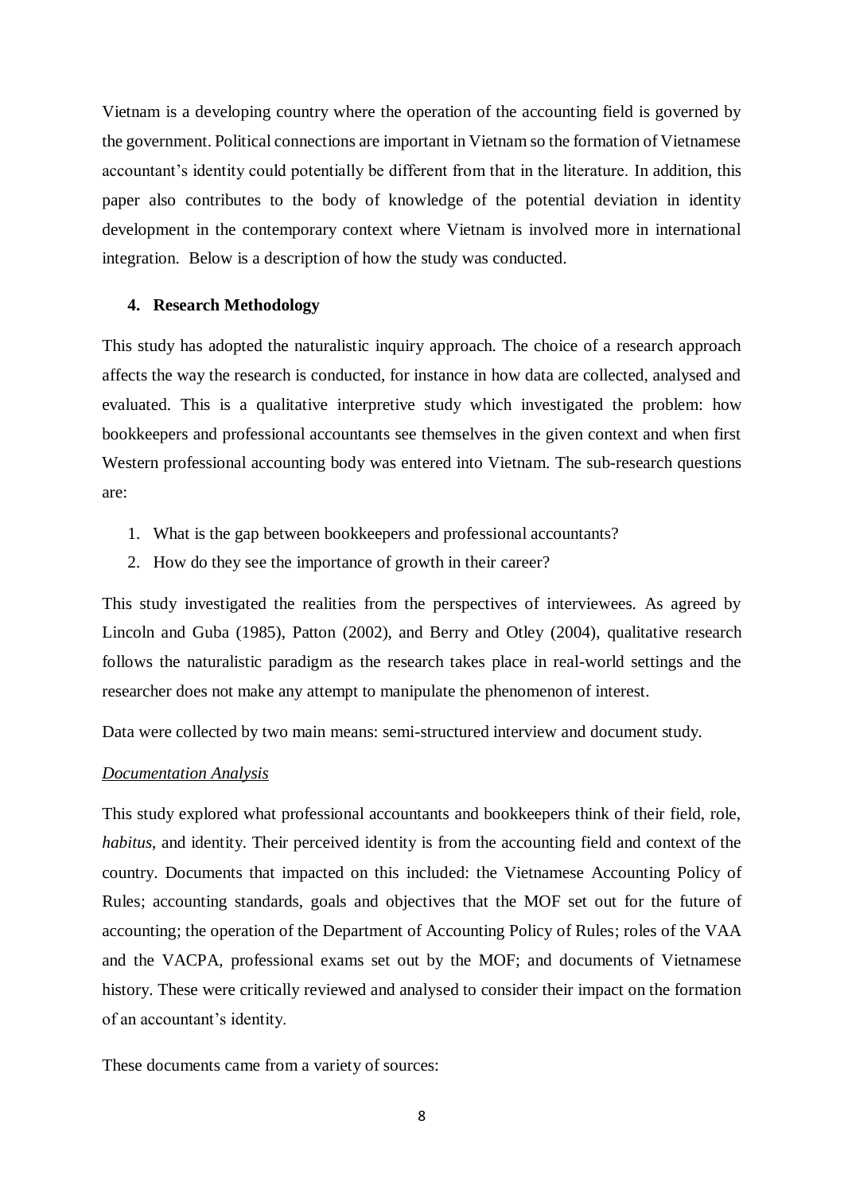Vietnam is a developing country where the operation of the accounting field is governed by the government. Political connections are important in Vietnam so the formation of Vietnamese accountant's identity could potentially be different from that in the literature. In addition, this paper also contributes to the body of knowledge of the potential deviation in identity development in the contemporary context where Vietnam is involved more in international integration. Below is a description of how the study was conducted.

## 4. Research Methodology

This study has adopted the naturalistic inquiry approach. The choice of a research approach affects the way the research is conducted, for instance in how data are collected, analysed and evaluated. This is a qualitative interpretive study which investigated the problem: how bookkeepers and professional accountants see themselves in the given context and when first Western professional accounting body was entered into Vietnam. The sub-research questions are:

1. What is the gap between bookkeepers and professional accountants?
2. How do they see the importance of growth in their career?

This study investigated the realities from the perspectives of interviewees. As agreed by Lincoln and Guba (1985), Patton (2002), and Berry and Otley (2004), qualitative research follows the naturalistic paradigm as the research takes place in real-world settings and the researcher does not make any attempt to manipulate the phenomenon of interest.

Data were collected by two main means: semi-structured interview and document study.

### Documentation Analysis

This study explored what professional accountants and bookkeepers think of their field, role, *habitus*, and identity. Their perceived identity is from the accounting field and context of the country. Documents that impacted on this included: the Vietnamese Accounting Policy of Rules; accounting standards, goals and objectives that the MOF set out for the future of accounting; the operation of the Department of Accounting Policy of Rules; roles of the VAA and the VACPA, professional exams set out by the MOF; and documents of Vietnamese history. These were critically reviewed and analysed to consider their impact on the formation of an accountant's identity.

These documents came from a variety of sources: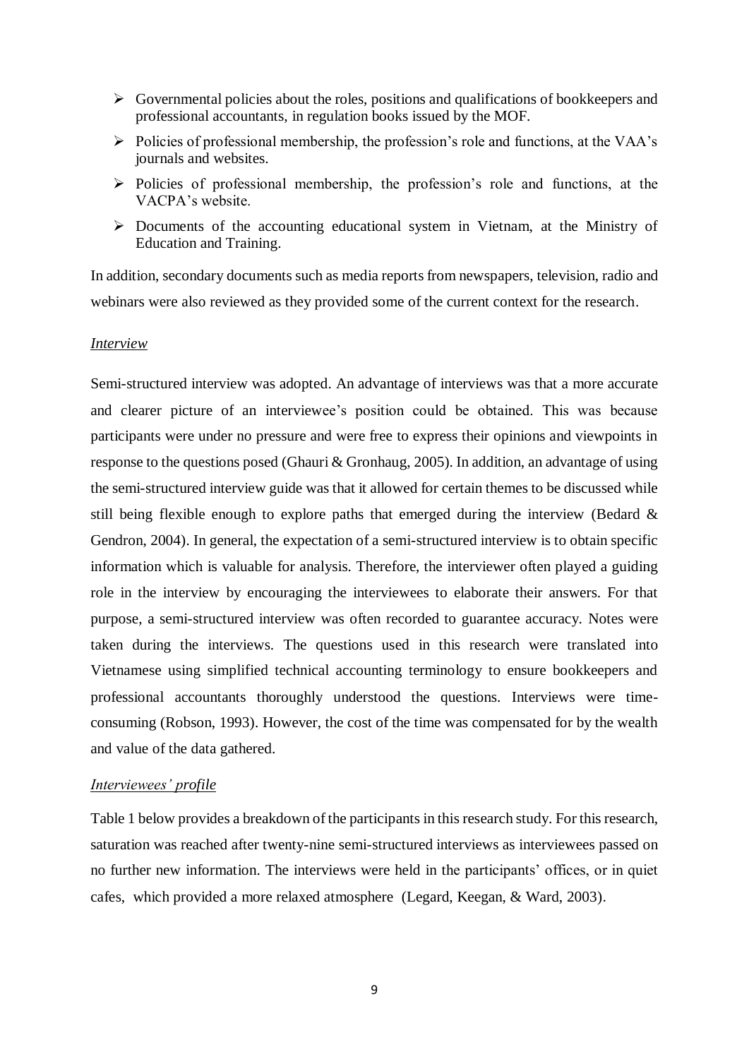- Governmental policies about the roles, positions and qualifications of bookkeepers and professional accountants, in regulation books issued by the MOF.
- Policies of professional membership, the profession's role and functions, at the VAA's journals and websites.
- Policies of professional membership, the profession's role and functions, at the VACPA's website.
- Documents of the accounting educational system in Vietnam, at the Ministry of Education and Training.

In addition, secondary documents such as media reports from newspapers, television, radio and webinars were also reviewed as they provided some of the current context for the research.

*Interview*

Semi-structured interview was adopted. An advantage of interviews was that a more accurate and clearer picture of an interviewee's position could be obtained. This was because participants were under no pressure and were free to express their opinions and viewpoints in response to the questions posed (Ghauri & Gronhaug, 2005). In addition, an advantage of using the semi-structured interview guide was that it allowed for certain themes to be discussed while still being flexible enough to explore paths that emerged during the interview (Bedard & Gendron, 2004). In general, the expectation of a semi-structured interview is to obtain specific information which is valuable for analysis. Therefore, the interviewer often played a guiding role in the interview by encouraging the interviewees to elaborate their answers. For that purpose, a semi-structured interview was often recorded to guarantee accuracy. Notes were taken during the interviews. The questions used in this research were translated into Vietnamese using simplified technical accounting terminology to ensure bookkeepers and professional accountants thoroughly understood the questions. Interviews were time-consuming (Robson, 1993). However, the cost of the time was compensated for by the wealth and value of the data gathered.

*Interviewees' profile*

Table 1 below provides a breakdown of the participants in this research study. For this research, saturation was reached after twenty-nine semi-structured interviews as interviewees passed on no further new information. The interviews were held in the participants' offices, or in quiet cafes, which provided a more relaxed atmosphere (Legard, Keegan, & Ward, 2003).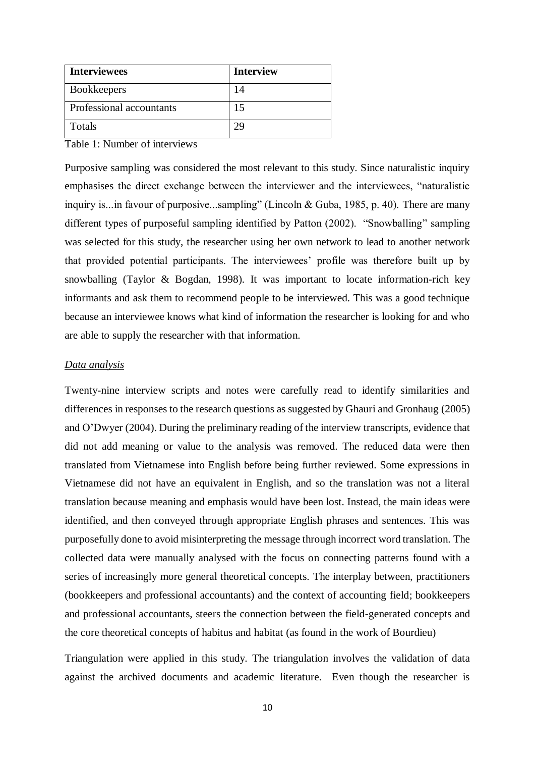| Interviewees | Interview |
|---|---|
| Bookkeepers | 14 |
| Professional accountants | 15 |
| Totals | 29 |

Table 1: Number of interviews

Purposive sampling was considered the most relevant to this study. Since naturalistic inquiry emphasises the direct exchange between the interviewer and the interviewees, "naturalistic inquiry is...in favour of purposive...sampling" (Lincoln & Guba, 1985, p. 40). There are many different types of purposeful sampling identified by Patton (2002). "Snowballing" sampling was selected for this study, the researcher using her own network to lead to another network that provided potential participants. The interviewees' profile was therefore built up by snowballing (Taylor & Bogdan, 1998). It was important to locate information-rich key informants and ask them to recommend people to be interviewed. This was a good technique because an interviewee knows what kind of information the researcher is looking for and who are able to supply the researcher with that information.

*Data analysis*

Twenty-nine interview scripts and notes were carefully read to identify similarities and differences in responses to the research questions as suggested by Ghauri and Gronhaug (2005) and O'Dwyer (2004). During the preliminary reading of the interview transcripts, evidence that did not add meaning or value to the analysis was removed. The reduced data were then translated from Vietnamese into English before being further reviewed. Some expressions in Vietnamese did not have an equivalent in English, and so the translation was not a literal translation because meaning and emphasis would have been lost. Instead, the main ideas were identified, and then conveyed through appropriate English phrases and sentences. This was purposefully done to avoid misinterpreting the message through incorrect word translation. The collected data were manually analysed with the focus on connecting patterns found with a series of increasingly more general theoretical concepts. The interplay between, practitioners (bookkeepers and professional accountants) and the context of accounting field; bookkeepers and professional accountants, steers the connection between the field-generated concepts and the core theoretical concepts of habitus and habitat (as found in the work of Bourdieu)

Triangulation were applied in this study. The triangulation involves the validation of data against the archived documents and academic literature. Even though the researcher is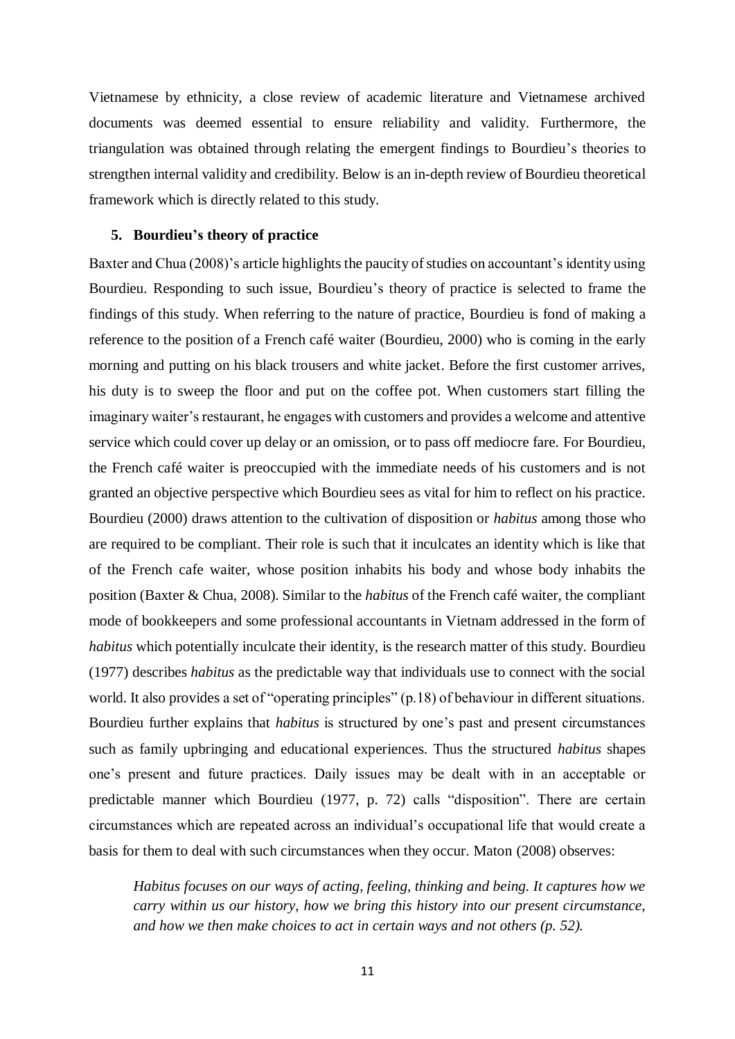Vietnamese by ethnicity, a close review of academic literature and Vietnamese archived documents was deemed essential to ensure reliability and validity. Furthermore, the triangulation was obtained through relating the emergent findings to Bourdieu's theories to strengthen internal validity and credibility. Below is an in-depth review of Bourdieu theoretical framework which is directly related to this study.

## 5. Bourdieu's theory of practice

Baxter and Chua (2008)'s article highlights the paucity of studies on accountant's identity using Bourdieu. Responding to such issue, Bourdieu's theory of practice is selected to frame the findings of this study. When referring to the nature of practice, Bourdieu is fond of making a reference to the position of a French café waiter (Bourdieu, 2000) who is coming in the early morning and putting on his black trousers and white jacket. Before the first customer arrives, his duty is to sweep the floor and put on the coffee pot. When customers start filling the imaginary waiter's restaurant, he engages with customers and provides a welcome and attentive service which could cover up delay or an omission, or to pass off mediocre fare. For Bourdieu, the French café waiter is preoccupied with the immediate needs of his customers and is not granted an objective perspective which Bourdieu sees as vital for him to reflect on his practice. Bourdieu (2000) draws attention to the cultivation of disposition or *habitus* among those who are required to be compliant. Their role is such that it inculcates an identity which is like that of the French cafe waiter, whose position inhabits his body and whose body inhabits the position (Baxter & Chua, 2008). Similar to the *habitus* of the French café waiter, the compliant mode of bookkeepers and some professional accountants in Vietnam addressed in the form of *habitus* which potentially inculcate their identity, is the research matter of this study. Bourdieu (1977) describes *habitus* as the predictable way that individuals use to connect with the social world. It also provides a set of "operating principles" (p.18) of behaviour in different situations. Bourdieu further explains that *habitus* is structured by one's past and present circumstances such as family upbringing and educational experiences. Thus the structured *habitus* shapes one's present and future practices. Daily issues may be dealt with in an acceptable or predictable manner which Bourdieu (1977, p. 72) calls "disposition". There are certain circumstances which are repeated across an individual's occupational life that would create a basis for them to deal with such circumstances when they occur. Maton (2008) observes:

> *Habitus focuses on our ways of acting, feeling, thinking and being. It captures how we carry within us our history, how we bring this history into our present circumstance, and how we then make choices to act in certain ways and not others (p. 52).*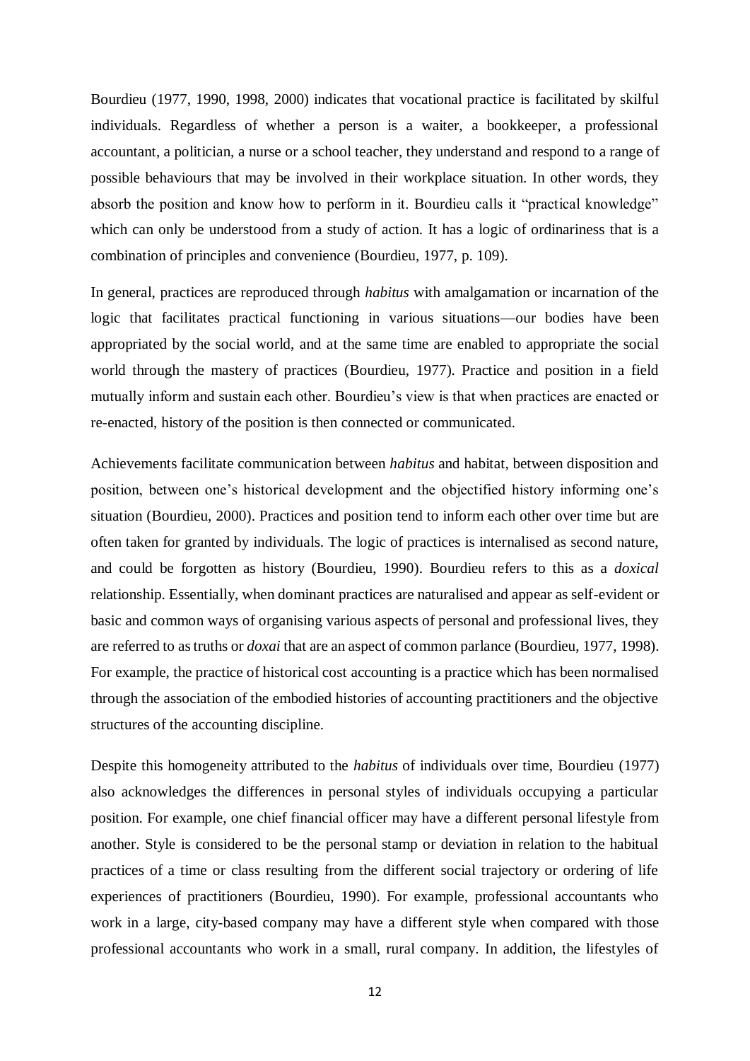Bourdieu (1977, 1990, 1998, 2000) indicates that vocational practice is facilitated by skilful individuals. Regardless of whether a person is a waiter, a bookkeeper, a professional accountant, a politician, a nurse or a school teacher, they understand and respond to a range of possible behaviours that may be involved in their workplace situation. In other words, they absorb the position and know how to perform in it. Bourdieu calls it "practical knowledge" which can only be understood from a study of action. It has a logic of ordinariness that is a combination of principles and convenience (Bourdieu, 1977, p. 109).

In general, practices are reproduced through *habitus* with amalgamation or incarnation of the logic that facilitates practical functioning in various situations—our bodies have been appropriated by the social world, and at the same time are enabled to appropriate the social world through the mastery of practices (Bourdieu, 1977). Practice and position in a field mutually inform and sustain each other. Bourdieu's view is that when practices are enacted or re-enacted, history of the position is then connected or communicated.

Achievements facilitate communication between *habitus* and habitat, between disposition and position, between one's historical development and the objectified history informing one's situation (Bourdieu, 2000). Practices and position tend to inform each other over time but are often taken for granted by individuals. The logic of practices is internalised as second nature, and could be forgotten as history (Bourdieu, 1990). Bourdieu refers to this as a *doxical* relationship. Essentially, when dominant practices are naturalised and appear as self-evident or basic and common ways of organising various aspects of personal and professional lives, they are referred to as truths or *doxai* that are an aspect of common parlance (Bourdieu, 1977, 1998). For example, the practice of historical cost accounting is a practice which has been normalised through the association of the embodied histories of accounting practitioners and the objective structures of the accounting discipline.

Despite this homogeneity attributed to the *habitus* of individuals over time, Bourdieu (1977) also acknowledges the differences in personal styles of individuals occupying a particular position. For example, one chief financial officer may have a different personal lifestyle from another. Style is considered to be the personal stamp or deviation in relation to the habitual practices of a time or class resulting from the different social trajectory or ordering of life experiences of practitioners (Bourdieu, 1990). For example, professional accountants who work in a large, city-based company may have a different style when compared with those professional accountants who work in a small, rural company. In addition, the lifestyles of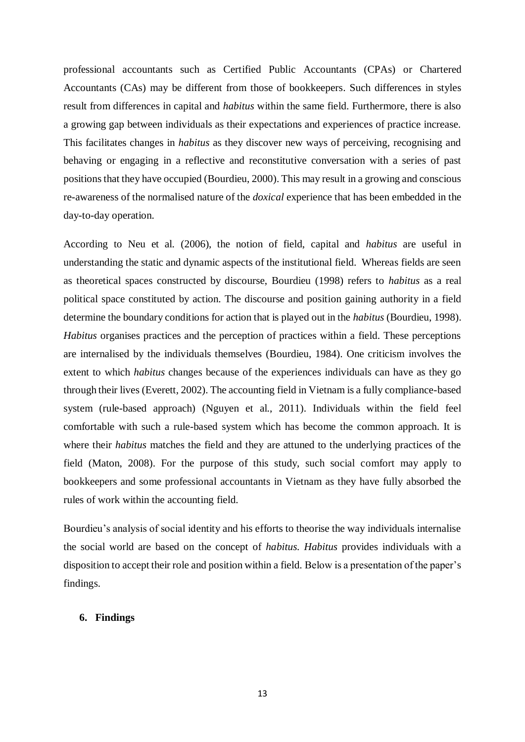professional accountants such as Certified Public Accountants (CPAs) or Chartered Accountants (CAs) may be different from those of bookkeepers. Such differences in styles result from differences in capital and *habitus* within the same field. Furthermore, there is also a growing gap between individuals as their expectations and experiences of practice increase. This facilitates changes in *habitus* as they discover new ways of perceiving, recognising and behaving or engaging in a reflective and reconstitutive conversation with a series of past positions that they have occupied (Bourdieu, 2000). This may result in a growing and conscious re-awareness of the normalised nature of the *doxical* experience that has been embedded in the day-to-day operation.

According to Neu et al. (2006), the notion of field, capital and *habitus* are useful in understanding the static and dynamic aspects of the institutional field. Whereas fields are seen as theoretical spaces constructed by discourse, Bourdieu (1998) refers to *habitus* as a real political space constituted by action. The discourse and position gaining authority in a field determine the boundary conditions for action that is played out in the *habitus* (Bourdieu, 1998). *Habitus* organises practices and the perception of practices within a field. These perceptions are internalised by the individuals themselves (Bourdieu, 1984). One criticism involves the extent to which *habitus* changes because of the experiences individuals can have as they go through their lives (Everett, 2002). The accounting field in Vietnam is a fully compliance-based system (rule-based approach) (Nguyen et al., 2011). Individuals within the field feel comfortable with such a rule-based system which has become the common approach. It is where their *habitus* matches the field and they are attuned to the underlying practices of the field (Maton, 2008). For the purpose of this study, such social comfort may apply to bookkeepers and some professional accountants in Vietnam as they have fully absorbed the rules of work within the accounting field.

Bourdieu's analysis of social identity and his efforts to theorise the way individuals internalise the social world are based on the concept of *habitus*. *Habitus* provides individuals with a disposition to accept their role and position within a field. Below is a presentation of the paper's findings.

## 6. Findings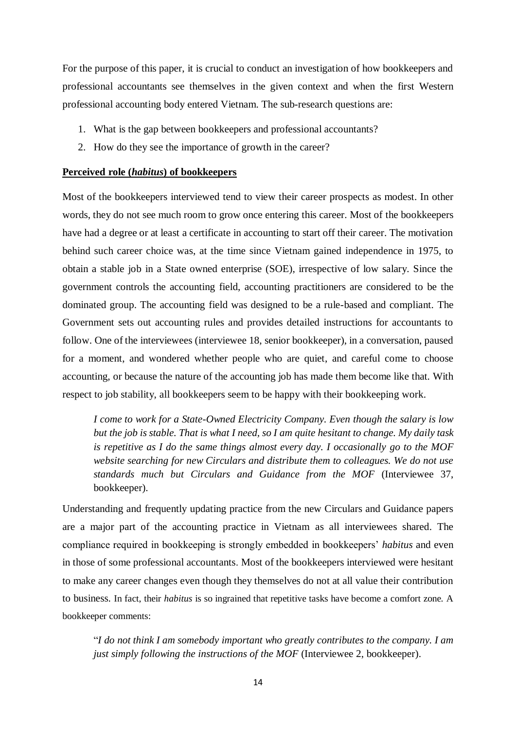For the purpose of this paper, it is crucial to conduct an investigation of how bookkeepers and professional accountants see themselves in the given context and when the first Western professional accounting body entered Vietnam. The sub-research questions are:

1. What is the gap between bookkeepers and professional accountants?
2. How do they see the importance of growth in the career?

**Perceived role (*habitus*) of bookkeepers**

Most of the bookkeepers interviewed tend to view their career prospects as modest. In other words, they do not see much room to grow once entering this career. Most of the bookkeepers have had a degree or at least a certificate in accounting to start off their career. The motivation behind such career choice was, at the time since Vietnam gained independence in 1975, to obtain a stable job in a State owned enterprise (SOE), irrespective of low salary. Since the government controls the accounting field, accounting practitioners are considered to be the dominated group. The accounting field was designed to be a rule-based and compliant. The Government sets out accounting rules and provides detailed instructions for accountants to follow. One of the interviewees (interviewee 18, senior bookkeeper), in a conversation, paused for a moment, and wondered whether people who are quiet, and careful come to choose accounting, or because the nature of the accounting job has made them become like that. With respect to job stability, all bookkeepers seem to be happy with their bookkeeping work.

> *I come to work for a State-Owned Electricity Company. Even though the salary is low but the job is stable. That is what I need, so I am quite hesitant to change. My daily task is repetitive as I do the same things almost every day. I occasionally go to the MOF website searching for new Circulars and distribute them to colleagues. We do not use standards much but Circulars and Guidance from the MOF* (Interviewee 37, bookkeeper).

Understanding and frequently updating practice from the new Circulars and Guidance papers are a major part of the accounting practice in Vietnam as all interviewees shared. The compliance required in bookkeeping is strongly embedded in bookkeepers' *habitus* and even in those of some professional accountants. Most of the bookkeepers interviewed were hesitant to make any career changes even though they themselves do not at all value their contribution to business. In fact, their *habitus* is so ingrained that repetitive tasks have become a comfort zone. A bookkeeper comments:

> "*I do not think I am somebody important who greatly contributes to the company. I am just simply following the instructions of the MOF* (Interviewee 2, bookkeeper).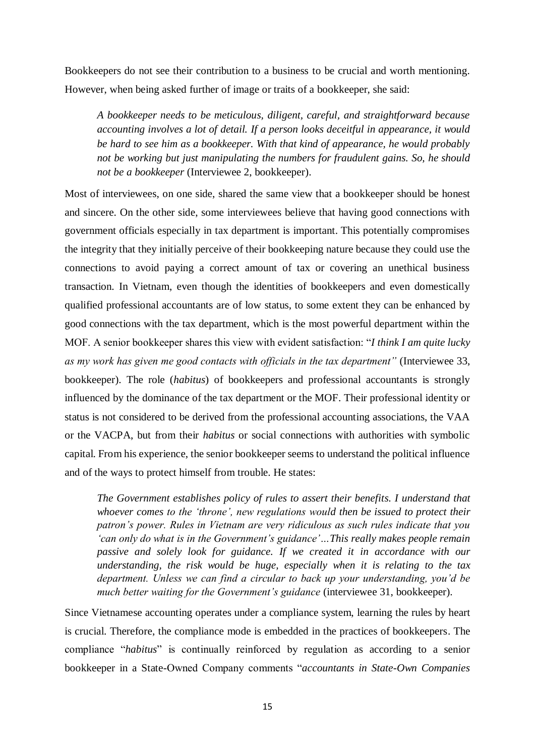Bookkeepers do not see their contribution to a business to be crucial and worth mentioning. However, when being asked further of image or traits of a bookkeeper, she said:

> *A bookkeeper needs to be meticulous, diligent, careful, and straightforward because accounting involves a lot of detail. If a person looks deceitful in appearance, it would be hard to see him as a bookkeeper. With that kind of appearance, he would probably not be working but just manipulating the numbers for fraudulent gains. So, he should not be a bookkeeper* (Interviewee 2, bookkeeper).

Most of interviewees, on one side, shared the same view that a bookkeeper should be honest and sincere. On the other side, some interviewees believe that having good connections with government officials especially in tax department is important. This potentially compromises the integrity that they initially perceive of their bookkeeping nature because they could use the connections to avoid paying a correct amount of tax or covering an unethical business transaction. In Vietnam, even though the identities of bookkeepers and even domestically qualified professional accountants are of low status, to some extent they can be enhanced by good connections with the tax department, which is the most powerful department within the MOF. A senior bookkeeper shares this view with evident satisfaction: "*I think I am quite lucky as my work has given me good contacts with officials in the tax department"* (Interviewee 33, bookkeeper). The role (*habitus*) of bookkeepers and professional accountants is strongly influenced by the dominance of the tax department or the MOF. Their professional identity or status is not considered to be derived from the professional accounting associations, the VAA or the VACPA, but from their *habitus* or social connections with authorities with symbolic capital. From his experience, the senior bookkeeper seems to understand the political influence and of the ways to protect himself from trouble. He states:

> *The Government establishes policy of rules to assert their benefits. I understand that whoever comes to the 'throne', new regulations would then be issued to protect their patron's power. Rules in Vietnam are very ridiculous as such rules indicate that you 'can only do what is in the Government's guidance'…This really makes people remain passive and solely look for guidance. If we created it in accordance with our understanding, the risk would be huge, especially when it is relating to the tax department. Unless we can find a circular to back up your understanding, you'd be much better waiting for the Government's guidance* (interviewee 31, bookkeeper).

Since Vietnamese accounting operates under a compliance system, learning the rules by heart is crucial. Therefore, the compliance mode is embedded in the practices of bookkeepers. The compliance "*habitus*" is continually reinforced by regulation as according to a senior bookkeeper in a State-Owned Company comments "*accountants in State-Own Companies*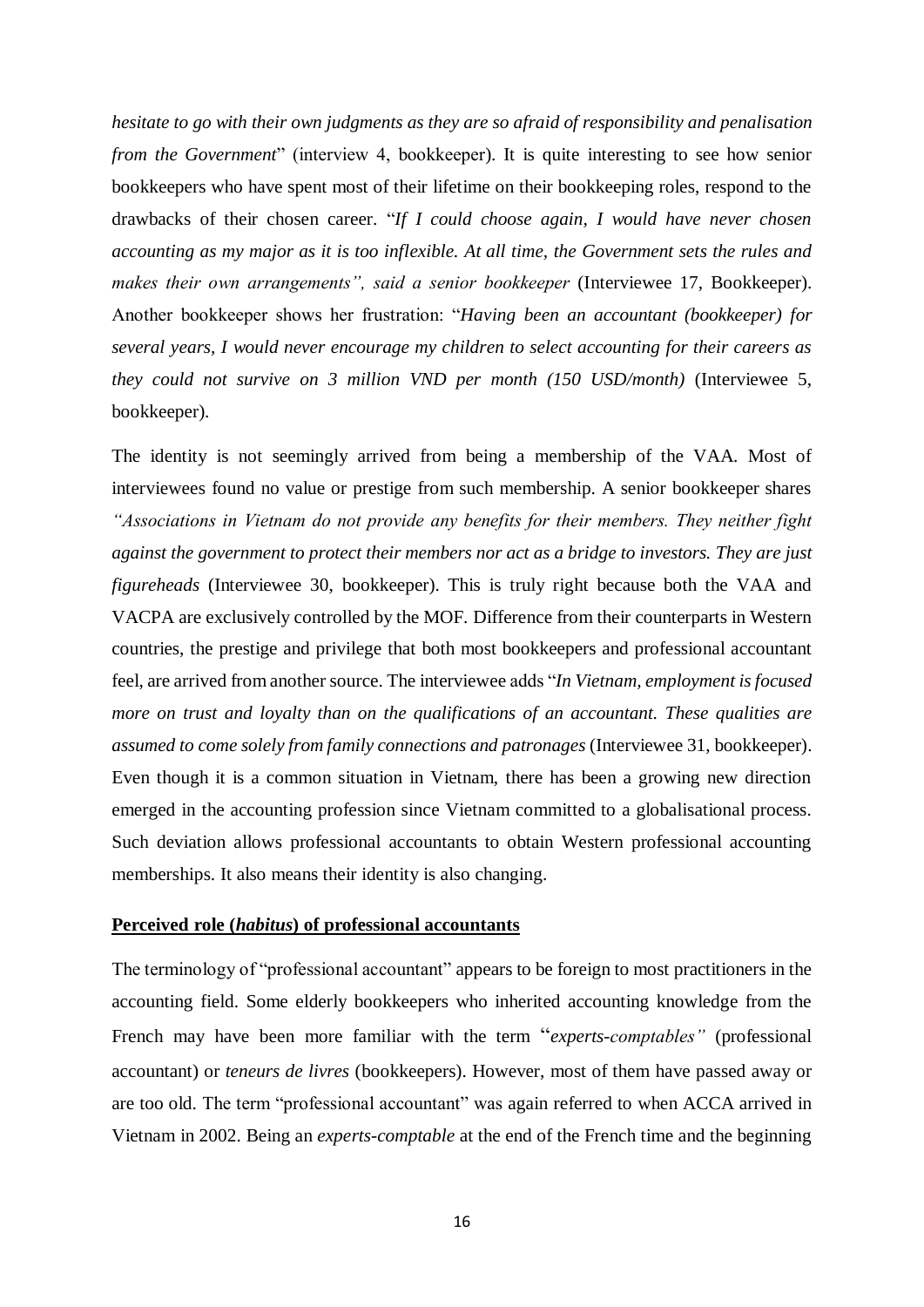*hesitate to go with their own judgments as they are so afraid of responsibility and penalisation from the Government*" (interview 4, bookkeeper). It is quite interesting to see how senior bookkeepers who have spent most of their lifetime on their bookkeeping roles, respond to the drawbacks of their chosen career. "*If I could choose again, I would have never chosen accounting as my major as it is too inflexible. At all time, the Government sets the rules and makes their own arrangements", said a senior bookkeeper* (Interviewee 17, Bookkeeper). Another bookkeeper shows her frustration: "*Having been an accountant (bookkeeper) for several years, I would never encourage my children to select accounting for their careers as they could not survive on 3 million VND per month (150 USD/month)* (Interviewee 5, bookkeeper).

The identity is not seemingly arrived from being a membership of the VAA. Most of interviewees found no value or prestige from such membership. A senior bookkeeper shares *"Associations in Vietnam do not provide any benefits for their members. They neither fight against the government to protect their members nor act as a bridge to investors. They are just figureheads* (Interviewee 30, bookkeeper). This is truly right because both the VAA and VACPA are exclusively controlled by the MOF. Difference from their counterparts in Western countries, the prestige and privilege that both most bookkeepers and professional accountant feel, are arrived from another source. The interviewee adds "*In Vietnam, employment is focused more on trust and loyalty than on the qualifications of an accountant. These qualities are assumed to come solely from family connections and patronages* (Interviewee 31, bookkeeper). Even though it is a common situation in Vietnam, there has been a growing new direction emerged in the accounting profession since Vietnam committed to a globalisational process. Such deviation allows professional accountants to obtain Western professional accounting memberships. It also means their identity is also changing.

**Perceived role (*habitus*) of professional accountants**

The terminology of "professional accountant" appears to be foreign to most practitioners in the accounting field. Some elderly bookkeepers who inherited accounting knowledge from the French may have been more familiar with the term "*experts-comptables"* (professional accountant) or *teneurs de livres* (bookkeepers). However, most of them have passed away or are too old. The term "professional accountant" was again referred to when ACCA arrived in Vietnam in 2002. Being an *experts-comptable* at the end of the French time and the beginning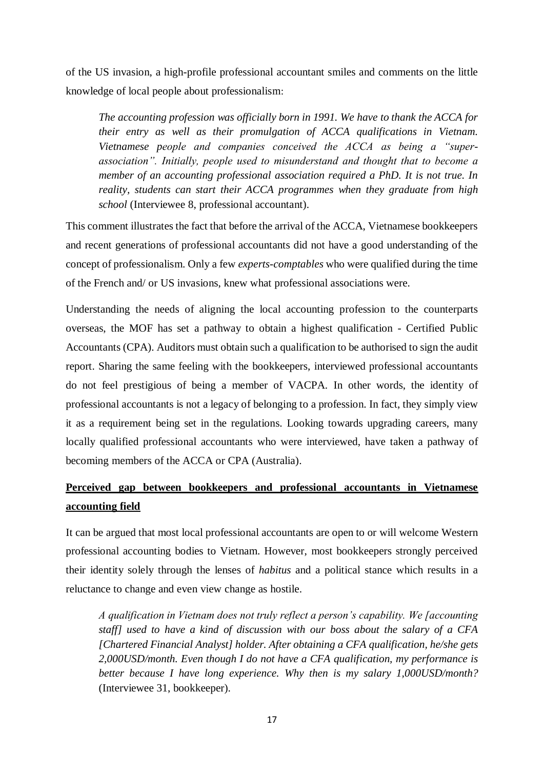of the US invasion, a high-profile professional accountant smiles and comments on the little knowledge of local people about professionalism:

> *The accounting profession was officially born in 1991. We have to thank the ACCA for their entry as well as their promulgation of ACCA qualifications in Vietnam. Vietnamese people and companies conceived the ACCA as being a "super-association". Initially, people used to misunderstand and thought that to become a member of an accounting professional association required a PhD. It is not true. In reality, students can start their ACCA programmes when they graduate from high school* (Interviewee 8, professional accountant).

This comment illustrates the fact that before the arrival of the ACCA, Vietnamese bookkeepers and recent generations of professional accountants did not have a good understanding of the concept of professionalism. Only a few *experts-comptables* who were qualified during the time of the French and/ or US invasions, knew what professional associations were.

Understanding the needs of aligning the local accounting profession to the counterparts overseas, the MOF has set a pathway to obtain a highest qualification - Certified Public Accountants (CPA). Auditors must obtain such a qualification to be authorised to sign the audit report. Sharing the same feeling with the bookkeepers, interviewed professional accountants do not feel prestigious of being a member of VACPA. In other words, the identity of professional accountants is not a legacy of belonging to a profession. In fact, they simply view it as a requirement being set in the regulations. Looking towards upgrading careers, many locally qualified professional accountants who were interviewed, have taken a pathway of becoming members of the ACCA or CPA (Australia).

## Perceived gap between bookkeepers and professional accountants in Vietnamese accounting field

It can be argued that most local professional accountants are open to or will welcome Western professional accounting bodies to Vietnam. However, most bookkeepers strongly perceived their identity solely through the lenses of *habitus* and a political stance which results in a reluctance to change and even view change as hostile.

> *A qualification in Vietnam does not truly reflect a person's capability. We [accounting staff] used to have a kind of discussion with our boss about the salary of a CFA [Chartered Financial Analyst] holder. After obtaining a CFA qualification, he/she gets 2,000USD/month. Even though I do not have a CFA qualification, my performance is better because I have long experience. Why then is my salary 1,000USD/month?* (Interviewee 31, bookkeeper).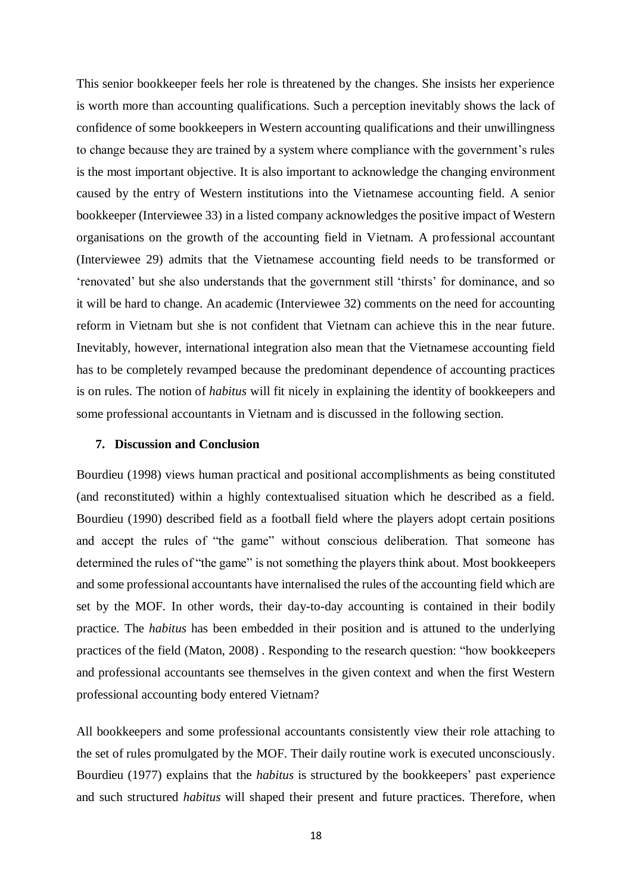This senior bookkeeper feels her role is threatened by the changes. She insists her experience is worth more than accounting qualifications. Such a perception inevitably shows the lack of confidence of some bookkeepers in Western accounting qualifications and their unwillingness to change because they are trained by a system where compliance with the government's rules is the most important objective. It is also important to acknowledge the changing environment caused by the entry of Western institutions into the Vietnamese accounting field. A senior bookkeeper (Interviewee 33) in a listed company acknowledges the positive impact of Western organisations on the growth of the accounting field in Vietnam. A professional accountant (Interviewee 29) admits that the Vietnamese accounting field needs to be transformed or 'renovated' but she also understands that the government still 'thirsts' for dominance, and so it will be hard to change. An academic (Interviewee 32) comments on the need for accounting reform in Vietnam but she is not confident that Vietnam can achieve this in the near future. Inevitably, however, international integration also mean that the Vietnamese accounting field has to be completely revamped because the predominant dependence of accounting practices is on rules. The notion of *habitus* will fit nicely in explaining the identity of bookkeepers and some professional accountants in Vietnam and is discussed in the following section.

## 7. Discussion and Conclusion

Bourdieu (1998) views human practical and positional accomplishments as being constituted (and reconstituted) within a highly contextualised situation which he described as a field. Bourdieu (1990) described field as a football field where the players adopt certain positions and accept the rules of "the game" without conscious deliberation. That someone has determined the rules of "the game" is not something the players think about. Most bookkeepers and some professional accountants have internalised the rules of the accounting field which are set by the MOF. In other words, their day-to-day accounting is contained in their bodily practice. The *habitus* has been embedded in their position and is attuned to the underlying practices of the field (Maton, 2008) . Responding to the research question: "how bookkeepers and professional accountants see themselves in the given context and when the first Western professional accounting body entered Vietnam?

All bookkeepers and some professional accountants consistently view their role attaching to the set of rules promulgated by the MOF. Their daily routine work is executed unconsciously. Bourdieu (1977) explains that the *habitus* is structured by the bookkeepers' past experience and such structured *habitus* will shaped their present and future practices. Therefore, when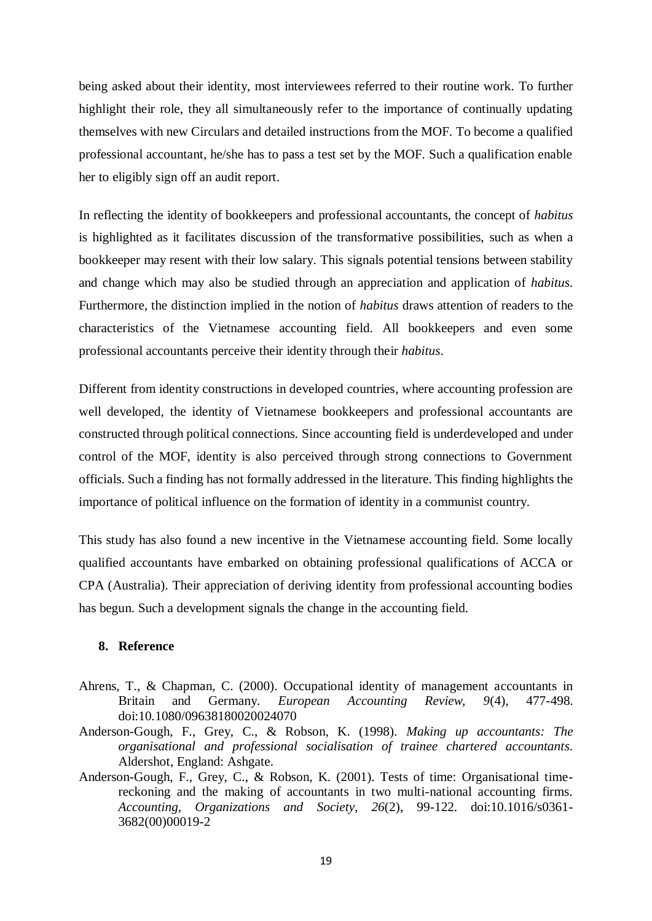being asked about their identity, most interviewees referred to their routine work. To further highlight their role, they all simultaneously refer to the importance of continually updating themselves with new Circulars and detailed instructions from the MOF. To become a qualified professional accountant, he/she has to pass a test set by the MOF. Such a qualification enable her to eligibly sign off an audit report.

In reflecting the identity of bookkeepers and professional accountants, the concept of *habitus* is highlighted as it facilitates discussion of the transformative possibilities, such as when a bookkeeper may resent with their low salary. This signals potential tensions between stability and change which may also be studied through an appreciation and application of *habitus*. Furthermore, the distinction implied in the notion of *habitus* draws attention of readers to the characteristics of the Vietnamese accounting field. All bookkeepers and even some professional accountants perceive their identity through their *habitus*.

Different from identity constructions in developed countries, where accounting profession are well developed, the identity of Vietnamese bookkeepers and professional accountants are constructed through political connections. Since accounting field is underdeveloped and under control of the MOF, identity is also perceived through strong connections to Government officials. Such a finding has not formally addressed in the literature. This finding highlights the importance of political influence on the formation of identity in a communist country.

This study has also found a new incentive in the Vietnamese accounting field. Some locally qualified accountants have embarked on obtaining professional qualifications of ACCA or CPA (Australia). Their appreciation of deriving identity from professional accounting bodies has begun. Such a development signals the change in the accounting field.

## 8. Reference

Ahrens, T., & Chapman, C. (2000). Occupational identity of management accountants in Britain and Germany. *European Accounting Review, 9*(4), 477-498. doi:10.1080/09638180020024070

Anderson-Gough, F., Grey, C., & Robson, K. (1998). *Making up accountants: The organisational and professional socialisation of trainee chartered accountants*. Aldershot, England: Ashgate.

Anderson-Gough, F., Grey, C., & Robson, K. (2001). Tests of time: Organisational time-reckoning and the making of accountants in two multi-national accounting firms. *Accounting, Organizations and Society, 26*(2), 99-122. doi:10.1016/s0361-3682(00)00019-2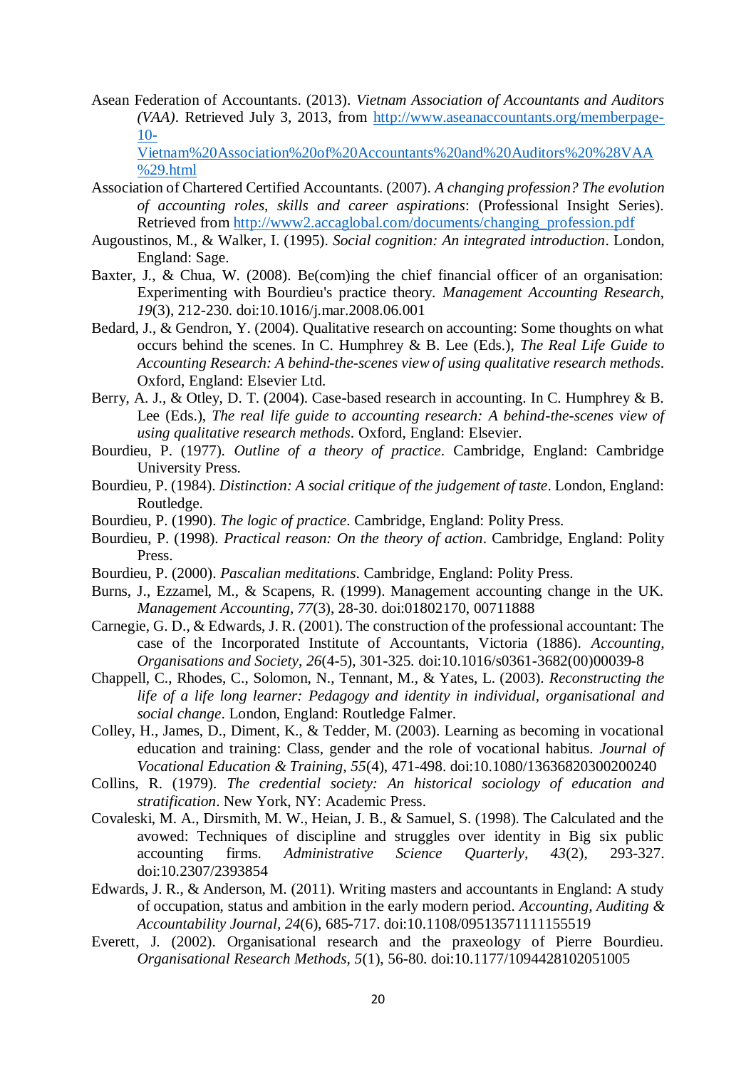Asean Federation of Accountants. (2013). *Vietnam Association of Accountants and Auditors (VAA)*. Retrieved July 3, 2013, from http://www.aseanaccountants.org/memberpage-10-Vietnam%20Association%20of%20Accountants%20and%20Auditors%20%28VAA%29.html

Association of Chartered Certified Accountants. (2007). *A changing profession? The evolution of accounting roles, skills and career aspirations*: (Professional Insight Series). Retrieved from http://www2.accaglobal.com/documents/changing_profession.pdf

Augoustinos, M., & Walker, I. (1995). *Social cognition: An integrated introduction*. London, England: Sage.

Baxter, J., & Chua, W. (2008). Be(com)ing the chief financial officer of an organisation: Experimenting with Bourdieu's practice theory. *Management Accounting Research, 19*(3), 212-230. doi:10.1016/j.mar.2008.06.001

Bedard, J., & Gendron, Y. (2004). Qualitative research on accounting: Some thoughts on what occurs behind the scenes. In C. Humphrey & B. Lee (Eds.), *The Real Life Guide to Accounting Research: A behind-the-scenes view of using qualitative research methods*. Oxford, England: Elsevier Ltd.

Berry, A. J., & Otley, D. T. (2004). Case-based research in accounting. In C. Humphrey & B. Lee (Eds.), *The real life guide to accounting research: A behind-the-scenes view of using qualitative research methods*. Oxford, England: Elsevier.

Bourdieu, P. (1977). *Outline of a theory of practice*. Cambridge, England: Cambridge University Press.

Bourdieu, P. (1984). *Distinction: A social critique of the judgement of taste*. London, England: Routledge.

Bourdieu, P. (1990). *The logic of practice*. Cambridge, England: Polity Press.

Bourdieu, P. (1998). *Practical reason: On the theory of action*. Cambridge, England: Polity Press.

Bourdieu, P. (2000). *Pascalian meditations*. Cambridge, England: Polity Press.

Burns, J., Ezzamel, M., & Scapens, R. (1999). Management accounting change in the UK. *Management Accounting, 77*(3), 28-30. doi:01802170, 00711888

Carnegie, G. D., & Edwards, J. R. (2001). The construction of the professional accountant: The case of the Incorporated Institute of Accountants, Victoria (1886). *Accounting, Organisations and Society, 26*(4-5), 301-325. doi:10.1016/s0361-3682(00)00039-8

Chappell, C., Rhodes, C., Solomon, N., Tennant, M., & Yates, L. (2003). *Reconstructing the life of a life long learner: Pedagogy and identity in individual, organisational and social change*. London, England: Routledge Falmer.

Colley, H., James, D., Diment, K., & Tedder, M. (2003). Learning as becoming in vocational education and training: Class, gender and the role of vocational habitus. *Journal of Vocational Education & Training, 55*(4), 471-498. doi:10.1080/13636820300200240

Collins, R. (1979). *The credential society: An historical sociology of education and stratification*. New York, NY: Academic Press.

Covaleski, M. A., Dirsmith, M. W., Heian, J. B., & Samuel, S. (1998). The Calculated and the avowed: Techniques of discipline and struggles over identity in Big six public accounting firms. *Administrative Science Quarterly, 43*(2), 293-327. doi:10.2307/2393854

Edwards, J. R., & Anderson, M. (2011). Writing masters and accountants in England: A study of occupation, status and ambition in the early modern period. *Accounting, Auditing & Accountability Journal, 24*(6), 685-717. doi:10.1108/09513571111155519

Everett, J. (2002). Organisational research and the praxeology of Pierre Bourdieu. *Organisational Research Methods, 5*(1), 56-80. doi:10.1177/1094428102051005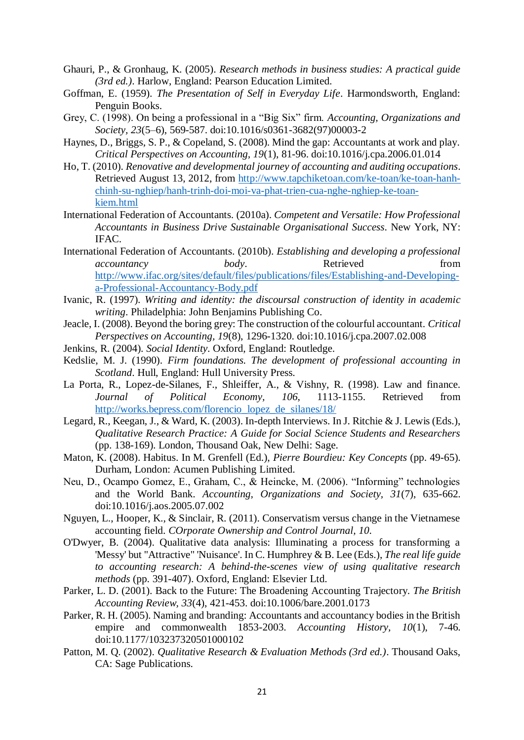Ghauri, P., & Gronhaug, K. (2005). *Research methods in business studies: A practical guide (3rd ed.)*. Harlow, England: Pearson Education Limited.

Goffman, E. (1959). *The Presentation of Self in Everyday Life*. Harmondsworth, England: Penguin Books.

Grey, C. (1998). On being a professional in a "Big Six" firm. *Accounting, Organizations and Society, 23*(5–6), 569-587. doi:10.1016/s0361-3682(97)00003-2

Haynes, D., Briggs, S. P., & Copeland, S. (2008). Mind the gap: Accountants at work and play. *Critical Perspectives on Accounting, 19*(1), 81-96. doi:10.1016/j.cpa.2006.01.014

Ho, T. (2010). *Renovative and developmental journey of accounting and auditing occupations*. Retrieved August 13, 2012, from http://www.tapchiketoan.com/ke-toan/ke-toan-hanh-chinh-su-nghiep/hanh-trinh-doi-moi-va-phat-trien-cua-nghe-nghiep-ke-toan-kiem.html

International Federation of Accountants. (2010a). *Competent and Versatile: How Professional Accountants in Business Drive Sustainable Organisational Success*. New York, NY: IFAC.

International Federation of Accountants. (2010b). *Establishing and developing a professional accountancy body*. Retrieved from http://www.ifac.org/sites/default/files/publications/files/Establishing-and-Developing-a-Professional-Accountancy-Body.pdf

Ivanic, R. (1997). *Writing and identity: the discoursal construction of identity in academic writing*. Philadelphia: John Benjamins Publishing Co.

Jeacle, I. (2008). Beyond the boring grey: The construction of the colourful accountant. *Critical Perspectives on Accounting, 19*(8), 1296-1320. doi:10.1016/j.cpa.2007.02.008

Jenkins, R. (2004). *Social Identity*. Oxford, England: Routledge.

Kedslie, M. J. (1990). *Firm foundations. The development of professional accounting in Scotland*. Hull, England: Hull University Press.

La Porta, R., Lopez-de-Silanes, F., Shleiffer, A., & Vishny, R. (1998). Law and finance. *Journal of Political Economy, 106*, 1113-1155. Retrieved from http://works.bepress.com/florencio_lopez_de_silanes/18/

Legard, R., Keegan, J., & Ward, K. (2003). In-depth Interviews. In J. Ritchie & J. Lewis (Eds.), *Qualitative Research Practice: A Guide for Social Science Students and Researchers* (pp. 138-169). London, Thousand Oak, New Delhi: Sage.

Maton, K. (2008). Habitus. In M. Grenfell (Ed.), *Pierre Bourdieu: Key Concepts* (pp. 49-65). Durham, London: Acumen Publishing Limited.

Neu, D., Ocampo Gomez, E., Graham, C., & Heincke, M. (2006). "Informing" technologies and the World Bank. *Accounting, Organizations and Society, 31*(7), 635-662. doi:10.1016/j.aos.2005.07.002

Nguyen, L., Hooper, K., & Sinclair, R. (2011). Conservatism versus change in the Vietnamese accounting field. *COrporate Ownership and Control Journal, 10*.

O'Dwyer, B. (2004). Qualitative data analysis: Illuminating a process for transforming a 'Messy' but "Attractive" 'Nuisance'. In C. Humphrey & B. Lee (Eds.), *The real life guide to accounting research: A behind-the-scenes view of using qualitative research methods* (pp. 391-407). Oxford, England: Elsevier Ltd.

Parker, L. D. (2001). Back to the Future: The Broadening Accounting Trajectory. *The British Accounting Review, 33*(4), 421-453. doi:10.1006/bare.2001.0173

Parker, R. H. (2005). Naming and branding: Accountants and accountancy bodies in the British empire and commonwealth 1853-2003. *Accounting History, 10*(1), 7-46. doi:10.1177/103237320501000102

Patton, M. Q. (2002). *Qualitative Research & Evaluation Methods (3rd ed.)*. Thousand Oaks, CA: Sage Publications.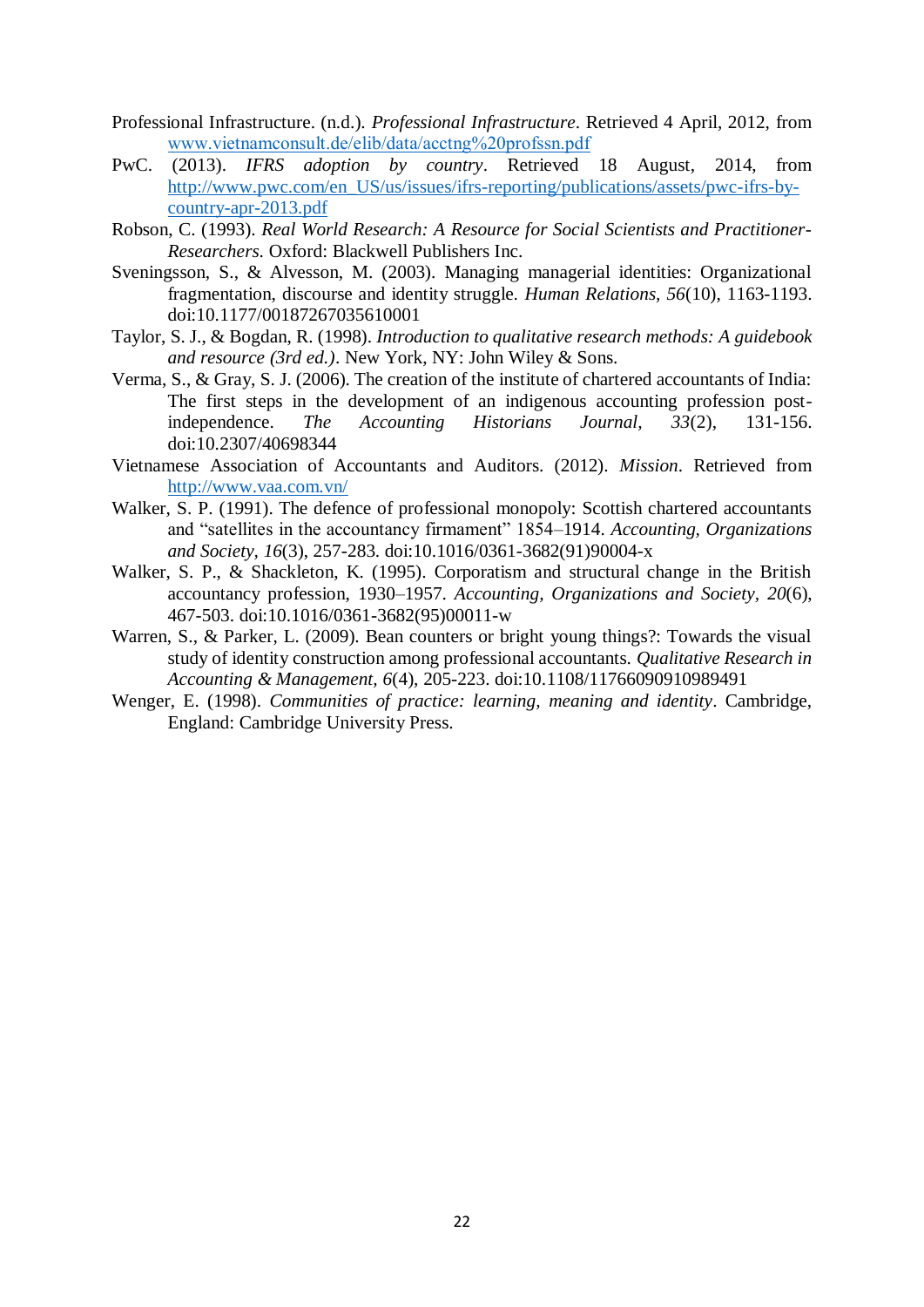Professional Infrastructure. (n.d.). *Professional Infrastructure*. Retrieved 4 April, 2012, from www.vietnamconsult.de/elib/data/acctng%20profssn.pdf

PwC. (2013). *IFRS adoption by country*. Retrieved 18 August, 2014, from http://www.pwc.com/en_US/us/issues/ifrs-reporting/publications/assets/pwc-ifrs-by-country-apr-2013.pdf

Robson, C. (1993). *Real World Research: A Resource for Social Scientists and Practitioner-Researchers*. Oxford: Blackwell Publishers Inc.

Sveningsson, S., & Alvesson, M. (2003). Managing managerial identities: Organizational fragmentation, discourse and identity struggle. *Human Relations*, *56*(10), 1163-1193. doi:10.1177/00187267035610001

Taylor, S. J., & Bogdan, R. (1998). *Introduction to qualitative research methods: A guidebook and resource (3rd ed.)*. New York, NY: John Wiley & Sons.

Verma, S., & Gray, S. J. (2006). The creation of the institute of chartered accountants of India: The first steps in the development of an indigenous accounting profession post-independence. *The Accounting Historians Journal*, *33*(2), 131-156. doi:10.2307/40698344

Vietnamese Association of Accountants and Auditors. (2012). *Mission*. Retrieved from http://www.vaa.com.vn/

Walker, S. P. (1991). The defence of professional monopoly: Scottish chartered accountants and "satellites in the accountancy firmament" 1854–1914. *Accounting, Organizations and Society*, *16*(3), 257-283. doi:10.1016/0361-3682(91)90004-x

Walker, S. P., & Shackleton, K. (1995). Corporatism and structural change in the British accountancy profession, 1930–1957. *Accounting, Organizations and Society*, *20*(6), 467-503. doi:10.1016/0361-3682(95)00011-w

Warren, S., & Parker, L. (2009). Bean counters or bright young things?: Towards the visual study of identity construction among professional accountants. *Qualitative Research in Accounting & Management*, *6*(4), 205-223. doi:10.1108/11766090910989491

Wenger, E. (1998). *Communities of practice: learning, meaning and identity*. Cambridge, England: Cambridge University Press.